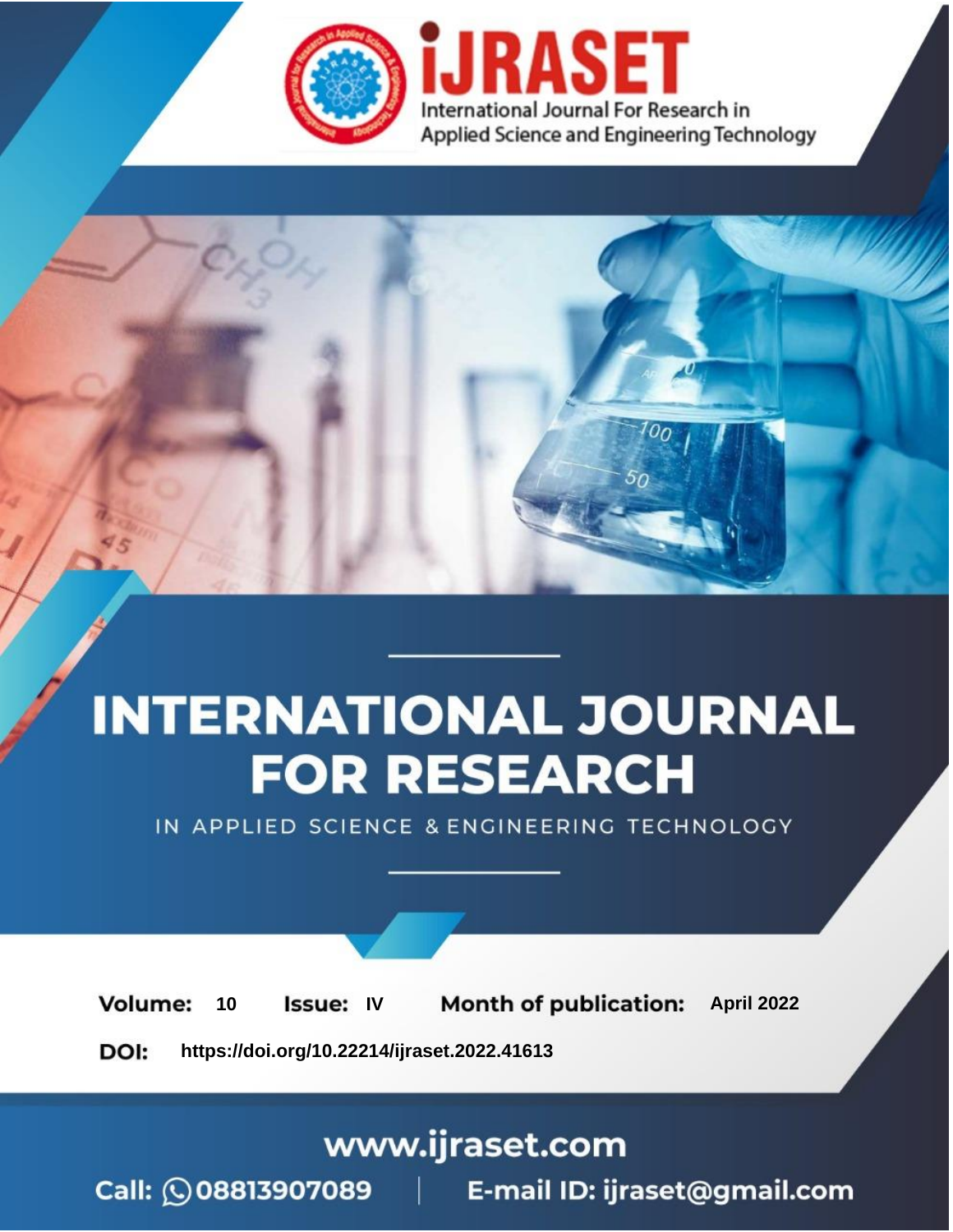iJRASET

International Journal For Research in Applied Science and Engineering Technology

# INTERNATIONAL JOURNAL FOR RESEARCH

IN APPLIED SCIENCE & ENGINEERING TECHNOLOGY

**Volume:** 10 **Issue:** IV **Month of publication:** April 2022

**DOI:** https://doi.org/10.22214/ijraset.2022.41613

www.ijraset.com

Call: 08813907089 | E-mail ID: ijraset@gmail.com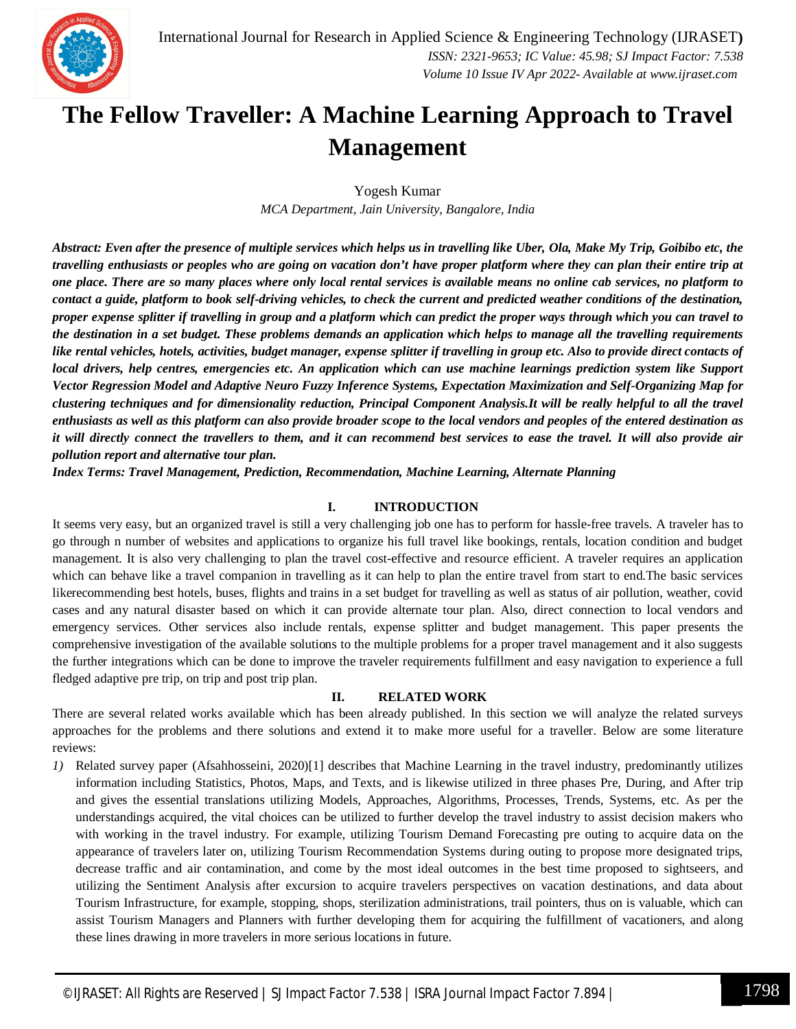# The Fellow Traveller: A Machine Learning Approach to Travel Management

Yogesh Kumar

*MCA Department, Jain University, Bangalore, India*

***Abstract:** Even after the presence of multiple services which helps us in travelling like Uber, Ola, Make My Trip, Goibibo etc, the travelling enthusiasts or peoples who are going on vacation don't have proper platform where they can plan their entire trip at one place. There are so many places where only local rental services is available means no online cab services, no platform to contact a guide, platform to book self-driving vehicles, to check the current and predicted weather conditions of the destination, proper expense splitter if travelling in group and a platform which can predict the proper ways through which you can travel to the destination in a set budget. These problems demands an application which helps to manage all the travelling requirements like rental vehicles, hotels, activities, budget manager, expense splitter if travelling in group etc. Also to provide direct contacts of local drivers, help centres, emergencies etc. An application which can use machine learnings prediction system like Support Vector Regression Model and Adaptive Neuro Fuzzy Inference Systems, Expectation Maximization and Self-Organizing Map for clustering techniques and for dimensionality reduction, Principal Component Analysis.It will be really helpful to all the travel enthusiasts as well as this platform can also provide broader scope to the local vendors and peoples of the entered destination as it will directly connect the travellers to them, and it can recommend best services to ease the travel. It will also provide air pollution report and alternative tour plan.***

***Index Terms:** Travel Management, Prediction, Recommendation, Machine Learning, Alternate Planning*

## I. INTRODUCTION

It seems very easy, but an organized travel is still a very challenging job one has to perform for hassle-free travels. A traveler has to go through n number of websites and applications to organize his full travel like bookings, rentals, location condition and budget management. It is also very challenging to plan the travel cost-effective and resource efficient. A traveler requires an application which can behave like a travel companion in travelling as it can help to plan the entire travel from start to end.The basic services likerecommending best hotels, buses, flights and trains in a set budget for travelling as well as status of air pollution, weather, covid cases and any natural disaster based on which it can provide alternate tour plan. Also, direct connection to local vendors and emergency services. Other services also include rentals, expense splitter and budget management. This paper presents the comprehensive investigation of the available solutions to the multiple problems for a proper travel management and it also suggests the further integrations which can be done to improve the traveler requirements fulfillment and easy navigation to experience a full fledged adaptive pre trip, on trip and post trip plan.

## II. RELATED WORK

There are several related works available which has been already published. In this section we will analyze the related surveys approaches for the problems and there solutions and extend it to make more useful for a traveller. Below are some literature reviews:

1) Related survey paper (Afsahhosseini, 2020)[1] describes that Machine Learning in the travel industry, predominantly utilizes information including Statistics, Photos, Maps, and Texts, and is likewise utilized in three phases Pre, During, and After trip and gives the essential translations utilizing Models, Approaches, Algorithms, Processes, Trends, Systems, etc. As per the understandings acquired, the vital choices can be utilized to further develop the travel industry to assist decision makers who with working in the travel industry. For example, utilizing Tourism Demand Forecasting pre outing to acquire data on the appearance of travelers later on, utilizing Tourism Recommendation Systems during outing to propose more designated trips, decrease traffic and air contamination, and come by the most ideal outcomes in the best time proposed to sightseers, and utilizing the Sentiment Analysis after excursion to acquire travelers perspectives on vacation destinations, and data about Tourism Infrastructure, for example, stopping, shops, sterilization administrations, trail pointers, thus on is valuable, which can assist Tourism Managers and Planners with further developing them for acquiring the fulfillment of vacationers, and along these lines drawing in more travelers in more serious locations in future.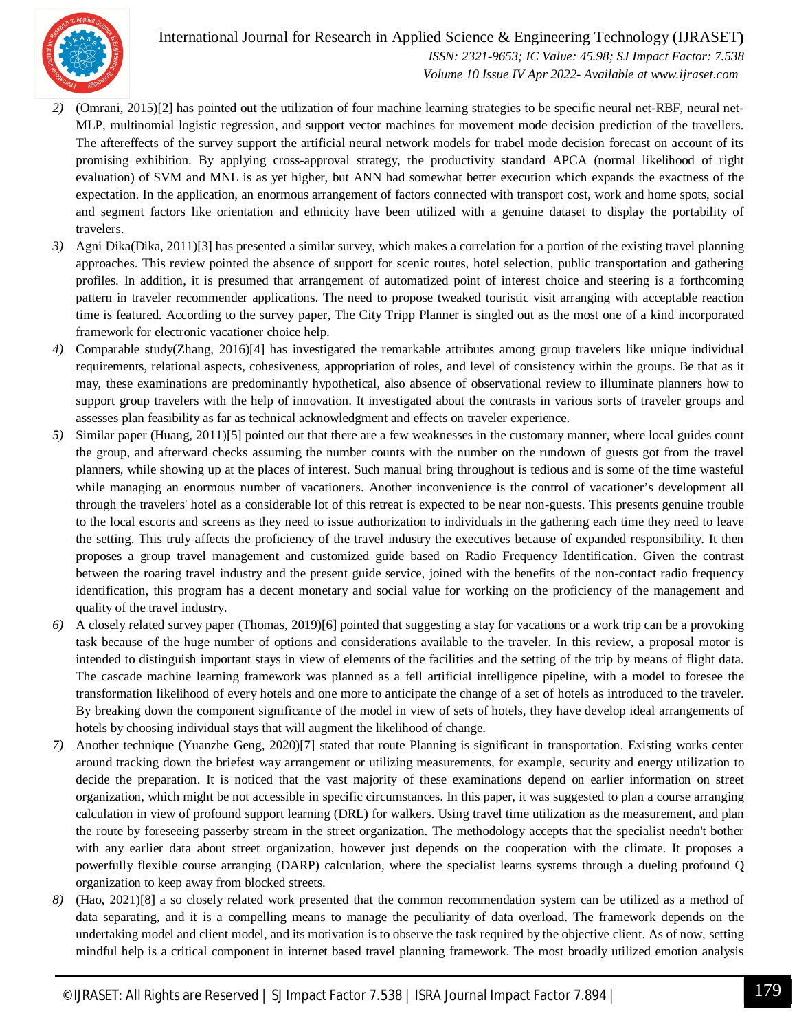2) (Omrani, 2015)[2] has pointed out the utilization of four machine learning strategies to be specific neural net-RBF, neural net-MLP, multinomial logistic regression, and support vector machines for movement mode decision prediction of the travellers. The aftereffects of the survey support the artificial neural network models for trabel mode decision forecast on account of its promising exhibition. By applying cross-approval strategy, the productivity standard APCA (normal likelihood of right evaluation) of SVM and MNL is as yet higher, but ANN had somewhat better execution which expands the exactness of the expectation. In the application, an enormous arrangement of factors connected with transport cost, work and home spots, social and segment factors like orientation and ethnicity have been utilized with a genuine dataset to display the portability of travelers.
3) Agni Dika(Dika, 2011)[3] has presented a similar survey, which makes a correlation for a portion of the existing travel planning approaches. This review pointed the absence of support for scenic routes, hotel selection, public transportation and gathering profiles. In addition, it is presumed that arrangement of automatized point of interest choice and steering is a forthcoming pattern in traveler recommender applications. The need to propose tweaked touristic visit arranging with acceptable reaction time is featured. According to the survey paper, The City Tripp Planner is singled out as the most one of a kind incorporated framework for electronic vacationer choice help.
4) Comparable study(Zhang, 2016)[4] has investigated the remarkable attributes among group travelers like unique individual requirements, relational aspects, cohesiveness, appropriation of roles, and level of consistency within the groups. Be that as it may, these examinations are predominantly hypothetical, also absence of observational review to illuminate planners how to support group travelers with the help of innovation. It investigated about the contrasts in various sorts of traveler groups and assesses plan feasibility as far as technical acknowledgment and effects on traveler experience.
5) Similar paper (Huang, 2011)[5] pointed out that there are a few weaknesses in the customary manner, where local guides count the group, and afterward checks assuming the number counts with the number on the rundown of guests got from the travel planners, while showing up at the places of interest. Such manual bring throughout is tedious and is some of the time wasteful while managing an enormous number of vacationers. Another inconvenience is the control of vacationer's development all through the travelers' hotel as a considerable lot of this retreat is expected to be near non-guests. This presents genuine trouble to the local escorts and screens as they need to issue authorization to individuals in the gathering each time they need to leave the setting. This truly affects the proficiency of the travel industry the executives because of expanded responsibility. It then proposes a group travel management and customized guide based on Radio Frequency Identification. Given the contrast between the roaring travel industry and the present guide service, joined with the benefits of the non-contact radio frequency identification, this program has a decent monetary and social value for working on the proficiency of the management and quality of the travel industry.
6) A closely related survey paper (Thomas, 2019)[6] pointed that suggesting a stay for vacations or a work trip can be a provoking task because of the huge number of options and considerations available to the traveler. In this review, a proposal motor is intended to distinguish important stays in view of elements of the facilities and the setting of the trip by means of flight data. The cascade machine learning framework was planned as a fell artificial intelligence pipeline, with a model to foresee the transformation likelihood of every hotels and one more to anticipate the change of a set of hotels as introduced to the traveler. By breaking down the component significance of the model in view of sets of hotels, they have develop ideal arrangements of hotels by choosing individual stays that will augment the likelihood of change.
7) Another technique (Yuanzhe Geng, 2020)[7] stated that route Planning is significant in transportation. Existing works center around tracking down the briefest way arrangement or utilizing measurements, for example, security and energy utilization to decide the preparation. It is noticed that the vast majority of these examinations depend on earlier information on street organization, which might be not accessible in specific circumstances. In this paper, it was suggested to plan a course arranging calculation in view of profound support learning (DRL) for walkers. Using travel time utilization as the measurement, and plan the route by foreseeing passerby stream in the street organization. The methodology accepts that the specialist needn't bother with any earlier data about street organization, however just depends on the cooperation with the climate. It proposes a powerfully flexible course arranging (DARP) calculation, where the specialist learns systems through a dueling profound Q organization to keep away from blocked streets.
8) (Hao, 2021)[8] a so closely related work presented that the common recommendation system can be utilized as a method of data separating, and it is a compelling means to manage the peculiarity of data overload. The framework depends on the undertaking model and client model, and its motivation is to observe the task required by the objective client. As of now, setting mindful help is a critical component in internet based travel planning framework. The most broadly utilized emotion analysis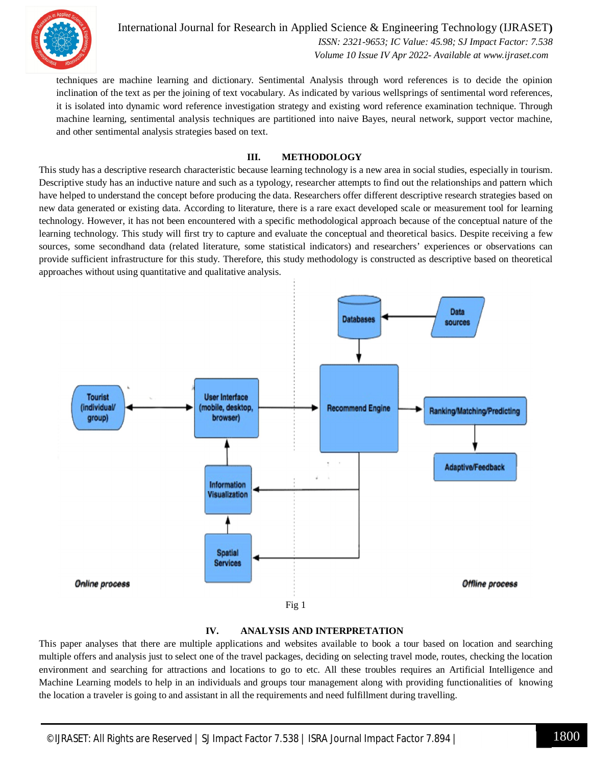techniques are machine learning and dictionary. Sentimental Analysis through word references is to decide the opinion inclination of the text as per the joining of text vocabulary. As indicated by various wellsprings of sentimental word references, it is isolated into dynamic word reference investigation strategy and existing word reference examination technique. Through machine learning, sentimental analysis techniques are partitioned into naive Bayes, neural network, support vector machine, and other sentimental analysis strategies based on text.

## III. METHODOLOGY

This study has a descriptive research characteristic because learning technology is a new area in social studies, especially in tourism. Descriptive study has an inductive nature and such as a typology, researcher attempts to find out the relationships and pattern which have helped to understand the concept before producing the data. Researchers offer different descriptive research strategies based on new data generated or existing data. According to literature, there is a rare exact developed scale or measurement tool for learning technology. However, it has not been encountered with a specific methodological approach because of the conceptual nature of the learning technology. This study will first try to capture and evaluate the conceptual and theoretical basics. Despite receiving a few sources, some secondhand data (related literature, some statistical indicators) and researchers' experiences or observations can provide sufficient infrastructure for this study. Therefore, this study methodology is constructed as descriptive based on theoretical approaches without using quantitative and qualitative analysis.

Fig 1

## IV. ANALYSIS AND INTERPRETATION

This paper analyses that there are multiple applications and websites available to book a tour based on location and searching multiple offers and analysis just to select one of the travel packages, deciding on selecting travel mode, routes, checking the location environment and searching for attractions and locations to go to etc. All these troubles requires an Artificial Intelligence and Machine Learning models to help in an individuals and groups tour management along with providing functionalities of knowing the location a traveler is going to and assistant in all the requirements and need fulfillment during travelling.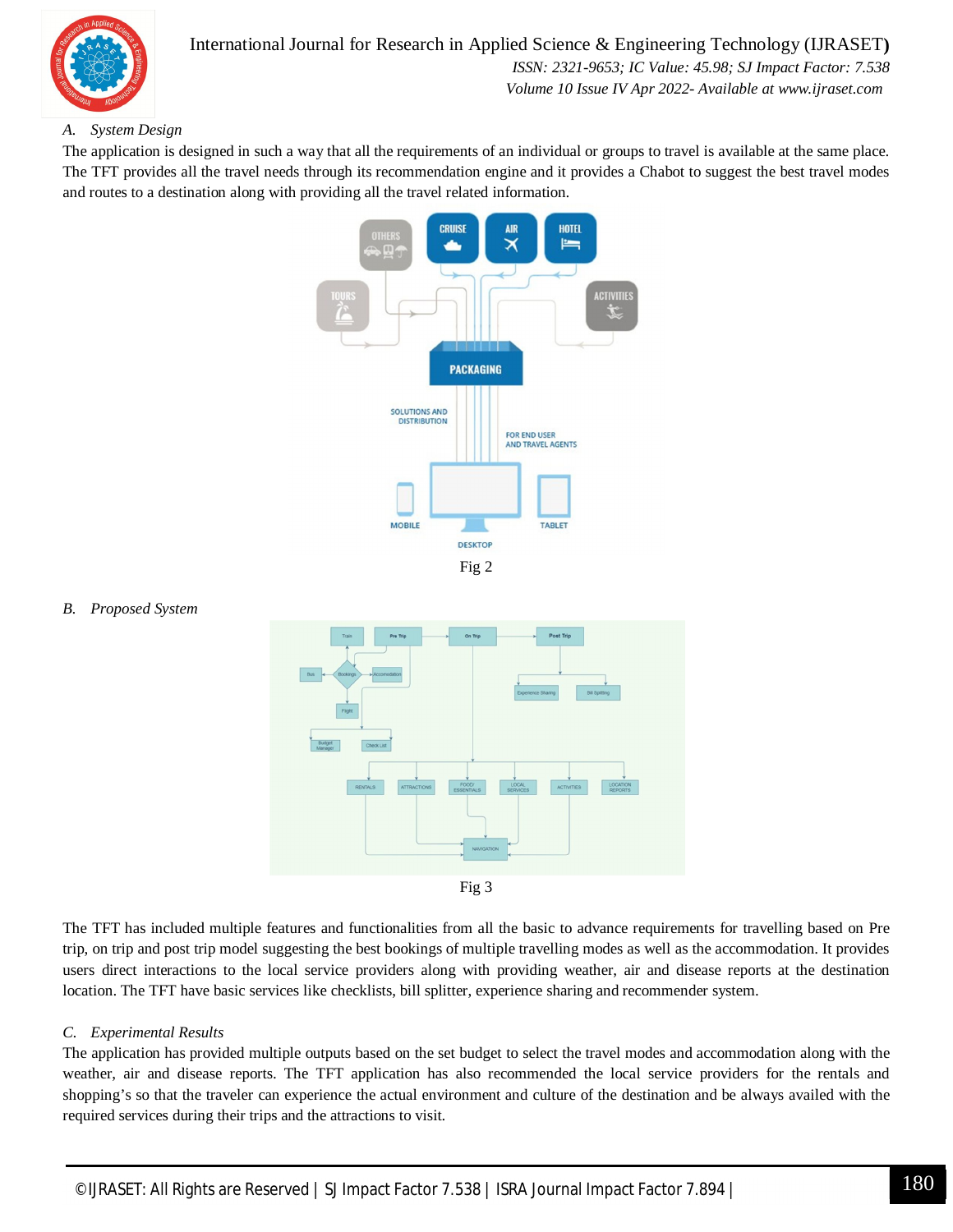### A. System Design

The application is designed in such a way that all the requirements of an individual or groups to travel is available at the same place. The TFT provides all the travel needs through its recommendation engine and it provides a Chabot to suggest the best travel modes and routes to a destination along with providing all the travel related information.

Fig 2

### B. Proposed System

Fig 3

The TFT has included multiple features and functionalities from all the basic to advance requirements for travelling based on Pre trip, on trip and post trip model suggesting the best bookings of multiple travelling modes as well as the accommodation. It provides users direct interactions to the local service providers along with providing weather, air and disease reports at the destination location. The TFT have basic services like checklists, bill splitter, experience sharing and recommender system.

### C. Experimental Results

The application has provided multiple outputs based on the set budget to select the travel modes and accommodation along with the weather, air and disease reports. The TFT application has also recommended the local service providers for the rentals and shopping's so that the traveler can experience the actual environment and culture of the destination and be always availed with the required services during their trips and the attractions to visit.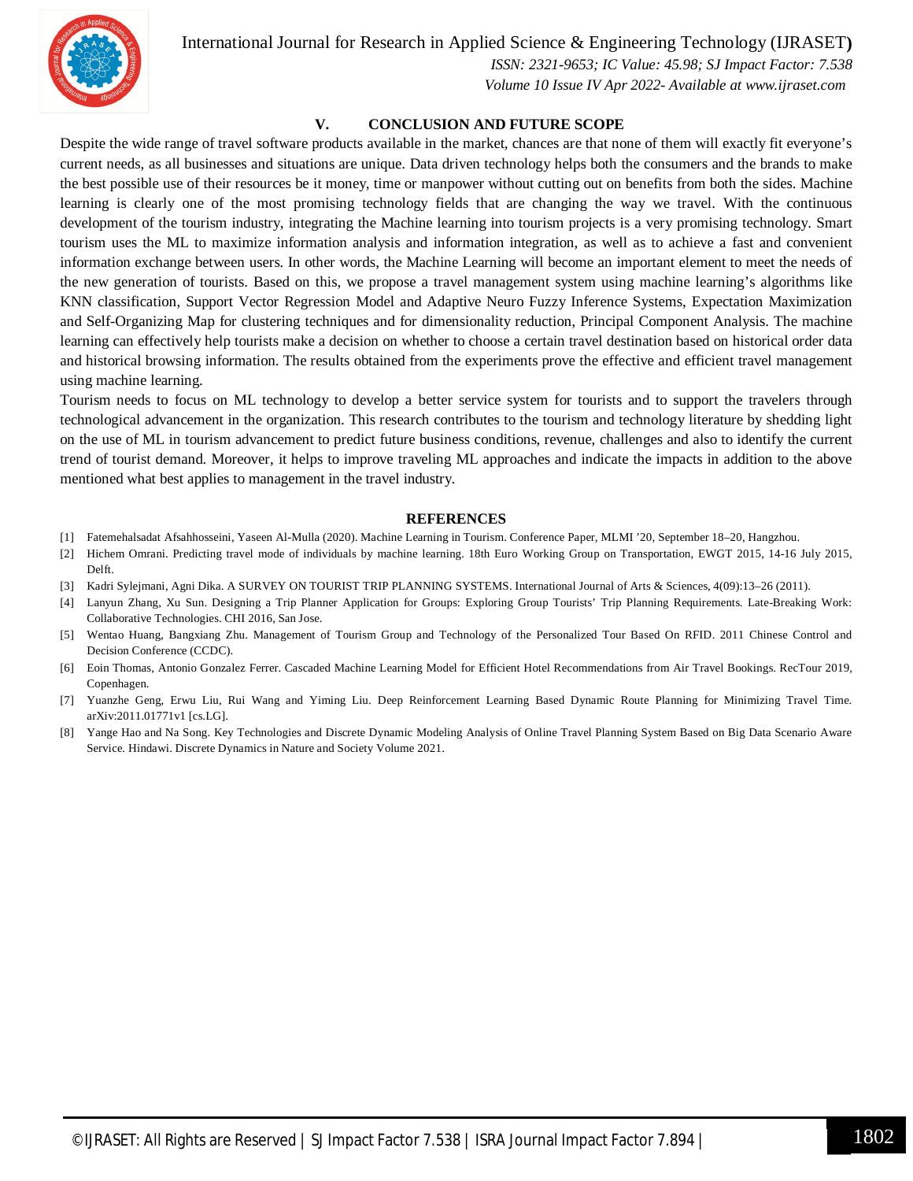## V. CONCLUSION AND FUTURE SCOPE

Despite the wide range of travel software products available in the market, chances are that none of them will exactly fit everyone's current needs, as all businesses and situations are unique. Data driven technology helps both the consumers and the brands to make the best possible use of their resources be it money, time or manpower without cutting out on benefits from both the sides. Machine learning is clearly one of the most promising technology fields that are changing the way we travel. With the continuous development of the tourism industry, integrating the Machine learning into tourism projects is a very promising technology. Smart tourism uses the ML to maximize information analysis and information integration, as well as to achieve a fast and convenient information exchange between users. In other words, the Machine Learning will become an important element to meet the needs of the new generation of tourists. Based on this, we propose a travel management system using machine learning's algorithms like KNN classification, Support Vector Regression Model and Adaptive Neuro Fuzzy Inference Systems, Expectation Maximization and Self-Organizing Map for clustering techniques and for dimensionality reduction, Principal Component Analysis. The machine learning can effectively help tourists make a decision on whether to choose a certain travel destination based on historical order data and historical browsing information. The results obtained from the experiments prove the effective and efficient travel management using machine learning.

Tourism needs to focus on ML technology to develop a better service system for tourists and to support the travelers through technological advancement in the organization. This research contributes to the tourism and technology literature by shedding light on the use of ML in tourism advancement to predict future business conditions, revenue, challenges and also to identify the current trend of tourist demand. Moreover, it helps to improve traveling ML approaches and indicate the impacts in addition to the above mentioned what best applies to management in the travel industry.

## REFERENCES

[1] Fatemehalsadat Afsahhosseini, Yaseen Al-Mulla (2020). Machine Learning in Tourism. Conference Paper, MLMI '20, September 18–20, Hangzhou.

[2] Hichem Omrani. Predicting travel mode of individuals by machine learning. 18th Euro Working Group on Transportation, EWGT 2015, 14-16 July 2015, Delft.

[3] Kadri Sylejmani, Agni Dika. A SURVEY ON TOURIST TRIP PLANNING SYSTEMS. International Journal of Arts & Sciences, 4(09):13–26 (2011).

[4] Lanyun Zhang, Xu Sun. Designing a Trip Planner Application for Groups: Exploring Group Tourists' Trip Planning Requirements. Late-Breaking Work: Collaborative Technologies. CHI 2016, San Jose.

[5] Wentao Huang, Bangxiang Zhu. Management of Tourism Group and Technology of the Personalized Tour Based On RFID. 2011 Chinese Control and Decision Conference (CCDC).

[6] Eoin Thomas, Antonio Gonzalez Ferrer. Cascaded Machine Learning Model for Efficient Hotel Recommendations from Air Travel Bookings. RecTour 2019, Copenhagen.

[7] Yuanzhe Geng, Erwu Liu, Rui Wang and Yiming Liu. Deep Reinforcement Learning Based Dynamic Route Planning for Minimizing Travel Time. arXiv:2011.01771v1 [cs.LG].

[8] Yange Hao and Na Song. Key Technologies and Discrete Dynamic Modeling Analysis of Online Travel Planning System Based on Big Data Scenario Aware Service. Hindawi. Discrete Dynamics in Nature and Society Volume 2021.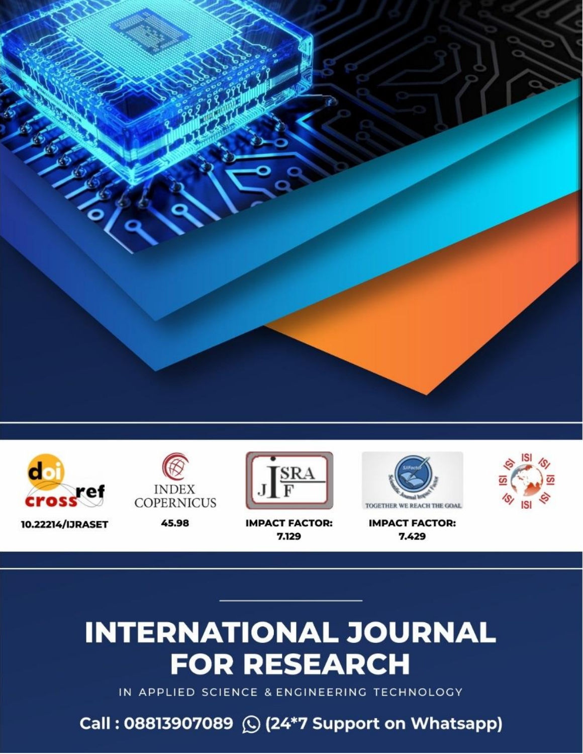10.22214/IJRASET

INDEX COPERNICUS

45.98

IMPACT FACTOR: 7.129

IMPACT FACTOR: 7.429

TOGETHER WE REACH THE GOAL

# INTERNATIONAL JOURNAL FOR RESEARCH

IN APPLIED SCIENCE & ENGINEERING TECHNOLOGY

Call : 08813907089 (24*7 Support on Whatsapp)